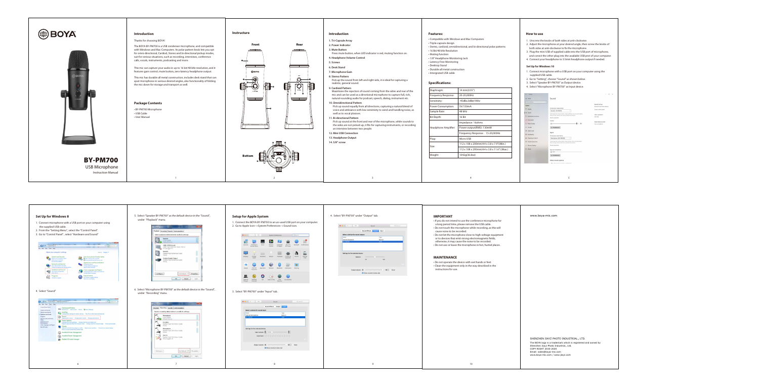# BOYA

## BY-PM700

USB Microphone

Instruction Manual

## Introduction

Thanks for choosing BOYA!

The BOYA BY-PM700 is a USB condenser microphone, and compatible with Windows and Mac Computers. Its polar pattern knob lets you opt for omni-directional, Cardioid, Stereo and bi-directional pickup modes, suit for various situations, such as recording, interviews, conference calls, vocals, instruments, podcasting and more.

This mic can capture your audio in up to 16 bit/48 kHz resolution, and it features gain control, mute button, zero-latency headphone output.

This mic has durable all metal construction, includes desk stand that can ajust microphone in various desired angles, also functionality of folding the mic down for storage and transport as well.

## Package Contents

- BY-PM700 Microphone
- USB Cable
- User Manual

## Instructure

Front

Rear

Bottom

## Introduction

1. **Tri-Capsule Array**
2. **Power Indicator**
3. **Mute Button**
   Press mute button, when LED indicator is red, muting function on.
4. **Headphone Volume Control**
5. **Screws**
6. **Desk Stand**
7. **Microphone Gain**
8. **Stereo Pattern**
   Pick up the sound from left and right side, it is ideal for capturing a realistic, general sound.
9. **Cardioid Pattern**
   Maximizes the rejection of sound coming from the sides and rear of the mic and can be used as a directional microphone to capture full, rich, natural-sounding audio for podcast, speech, dialog, instrument etc.
10. **Omnidirectional Pattern**
    Pick up sound equally from all directions, capturing a natural blend of voice and ambiance with low sensitivity to wind and handling noise, as well as to vocal plosives.
11. **Bi-directional Pattern**
    Pick up sound at the front and rear of the microphone, while sounds to the sides are not picked up, it fits for capturing instruments, or recording an interview between two people.
12. **Mini USB Connection**
13. **Headphone Output**
14. **5/8" screw**

## Features:

- Compatible with Windows and Mac Computers
- Triple-capsule design
- Stereo, cardioid, omnidirectional, and bi-directional polar patterns
- 16 Bit/48 kHz Resolution
- Muting function
- 1/8" Headphone Monitoring Jack
- Latency-Free Monitoring
- Desktop Stand
- Durable all metal construction
- Integrated USB cable

## Specifications:

| | |
|---|---|
| Diaphragm: | 14 mm(0.55") |
| Frequency Response: | 20-20,000Hz |
| Sensitivity: | -45dB±3dB@1KHz |
| Power Consumption: | 5V/150mA |
| Sample Rate: | 48 kHz |
| Bit Depth: | 16 Bit |
| Headphone Amplifier: | Impedance: 16ohms |
| | Power output(RMS): 130mW |
| | Frequency Response: 15-20,000Hz |
| Plug: | Micro USB |
| Size: | 112 x 108 x 200mm(4.4 x 3.8 x 7.9")(Min.) |
| | 112 x 108 x 295mm(4.4 x 3.8 x 11.6") (Max.) |
| Weight: | 1042g(36.8oz) |

## How to use

1. Unscrew the knobs of both sides at anti-clockwise.
2. Adjust the microphone at your desired angle, then screw the knobs of both sides at anti-clockwise to fix the microphone.
3. Plug the mini USB of supplied cable into the USB port of microphone, and connect the other plug into the available USB prot of your computer.
4. Connect your headphone to 3.5mm headphone output if needed.

### Set Up for Windows 10

1. Connect microphone with a USB port on your computer using the supplied USB cable.
2. Go to "Setting", choose "Sound" as shown below.
3. Select "Speaker BY-PM700" as Output device.
4. Select "Microphone BY-PM700" as Input device.

### Set Up for Windows 8

1. Connect microphone with a USB port on your computer using the supplied USB cable.
2. From the "Setting Menu", select the "Control Panel".
3. Go to "Control Panel", select "Hardware and Sound"

4. Select "Sound"

5. Select "Speaker BY-PM700" as the default device in the "Sound", under "Playback" menu.

6. Select "Microphone BY-PM700" as the default device in the "Sound", under "Recording" menu.

### Setup for Apple System

1. Connect the BOYA BY-PM700 to an un-used USB port on your computer.
2. Go to Apple Icon-->System Preferences-->Sound Icon.

3. Select "BY-PM700" under "Input" tab.

4. Select "BY-PM700" under "Output" tab.

## IMPORTANT

- If you do not intend to use the conference microphone for a long period time, please remove the USB cable.
- Do not touch the microphone while recording, as this will cause noise to be recorded.
- Do not let the microphone close to high-voltage equipment or to devices that emit strong electromagnetic fields, otherwise, it may cause the noise to be recorded.
- Do not use or leave the microphone in hot, humid places.

## MAINTENANCE

- Do not operate the device with wet hands or feet.
- Clean the equipment only in the way described in the instructions for use.

www.boya-mic.com

SHENZHEN JIAYZ PHOTO INDUSTRIAL., LTD.

The BOYA logo is a trademark which is registered and owned by Shenzhen Jiayz Photo Industrial., Ltd.

COPY RIGHT 2010-2020

Email : sales@boya-mic.com

www.boya-mic.com / www.jiayz.com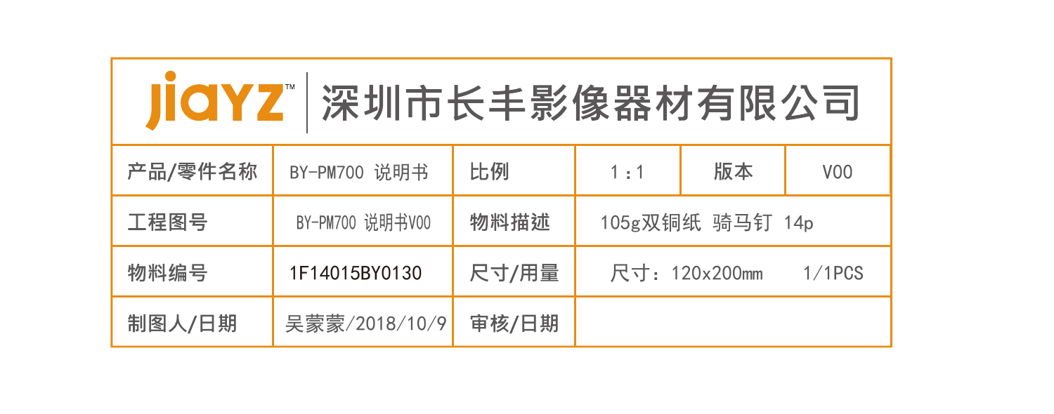jiayz™ | 深圳市长丰影像器材有限公司

| | | | | | |
|---|---|---|---|---|---|
| 产品/零件名称 | BY-PM700 说明书 | 比例 | 1：1 | 版本 | V00 |
| 工程图号 | BY-PM700 说明书V00 | 物料描述 | 105g双铜纸 骑马钉 14p | | |
| 物料编号 | 1F14015BY0130 | 尺寸/用量 | 尺寸：120x200mm 1/1PCS | | |
| 制图人/日期 | 吴蒙蒙/2018/10/9 | 审核/日期 | | | |